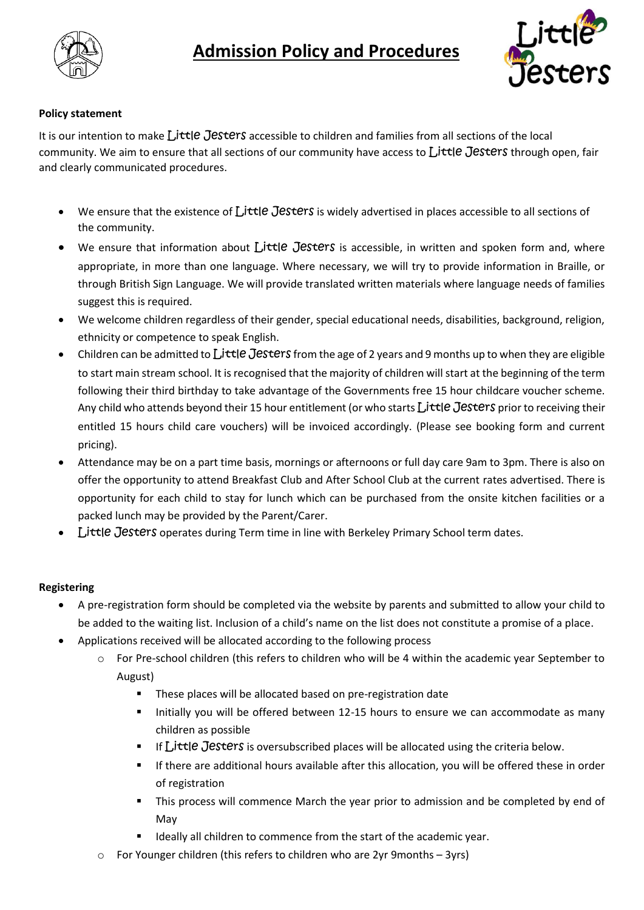# Admission Policy and Procedures

**Policy statement**

It is our intention to make Little Jesters accessible to children and families from all sections of the local community. We aim to ensure that all sections of our community have access to Little Jesters through open, fair and clearly communicated procedures.

- We ensure that the existence of Little Jesters is widely advertised in places accessible to all sections of the community.
- We ensure that information about Little Jesters is accessible, in written and spoken form and, where appropriate, in more than one language. Where necessary, we will try to provide information in Braille, or through British Sign Language. We will provide translated written materials where language needs of families suggest this is required.
- We welcome children regardless of their gender, special educational needs, disabilities, background, religion, ethnicity or competence to speak English.
- Children can be admitted to Little Jesters from the age of 2 years and 9 months up to when they are eligible to start main stream school. It is recognised that the majority of children will start at the beginning of the term following their third birthday to take advantage of the Governments free 15 hour childcare voucher scheme. Any child who attends beyond their 15 hour entitlement (or who starts Little Jesters prior to receiving their entitled 15 hours child care vouchers) will be invoiced accordingly. (Please see booking form and current pricing).
- Attendance may be on a part time basis, mornings or afternoons or full day care 9am to 3pm. There is also on offer the opportunity to attend Breakfast Club and After School Club at the current rates advertised. There is opportunity for each child to stay for lunch which can be purchased from the onsite kitchen facilities or a packed lunch may be provided by the Parent/Carer.
- Little Jesters operates during Term time in line with Berkeley Primary School term dates.

**Registering**

- A pre-registration form should be completed via the website by parents and submitted to allow your child to be added to the waiting list. Inclusion of a child's name on the list does not constitute a promise of a place.
- Applications received will be allocated according to the following process
  - For Pre-school children (this refers to children who will be 4 within the academic year September to August)
    - These places will be allocated based on pre-registration date
    - Initially you will be offered between 12-15 hours to ensure we can accommodate as many children as possible
    - If Little Jesters is oversubscribed places will be allocated using the criteria below.
    - If there are additional hours available after this allocation, you will be offered these in order of registration
    - This process will commence March the year prior to admission and be completed by end of May
    - Ideally all children to commence from the start of the academic year.
  - For Younger children (this refers to children who are 2yr 9months – 3yrs)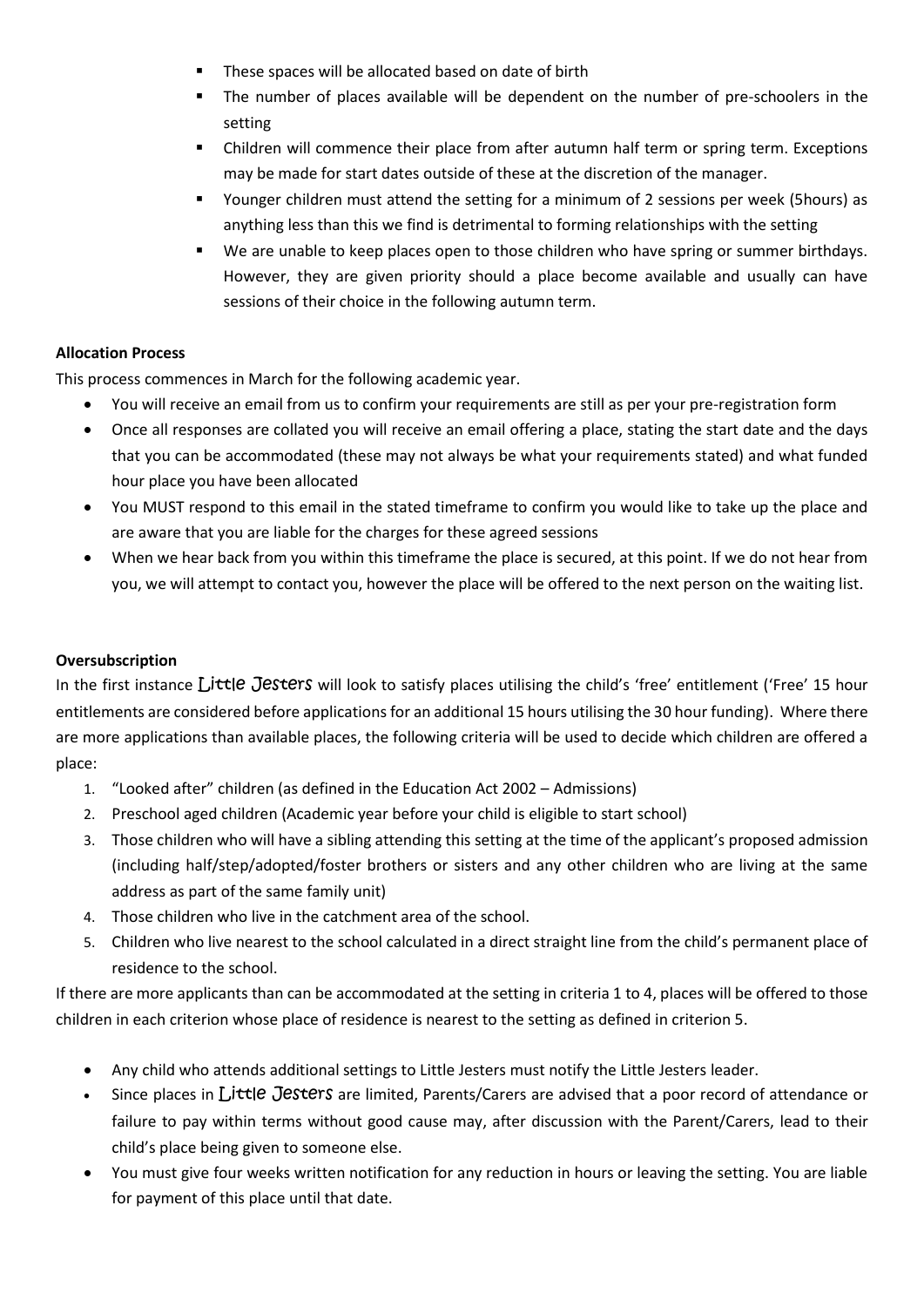- These spaces will be allocated based on date of birth
- The number of places available will be dependent on the number of pre-schoolers in the setting
- Children will commence their place from after autumn half term or spring term. Exceptions may be made for start dates outside of these at the discretion of the manager.
- Younger children must attend the setting for a minimum of 2 sessions per week (5hours) as anything less than this we find is detrimental to forming relationships with the setting
- We are unable to keep places open to those children who have spring or summer birthdays. However, they are given priority should a place become available and usually can have sessions of their choice in the following autumn term.

**Allocation Process**

This process commences in March for the following academic year.

- You will receive an email from us to confirm your requirements are still as per your pre-registration form
- Once all responses are collated you will receive an email offering a place, stating the start date and the days that you can be accommodated (these may not always be what your requirements stated) and what funded hour place you have been allocated
- You MUST respond to this email in the stated timeframe to confirm you would like to take up the place and are aware that you are liable for the charges for these agreed sessions
- When we hear back from you within this timeframe the place is secured, at this point. If we do not hear from you, we will attempt to contact you, however the place will be offered to the next person on the waiting list.

**Oversubscription**

In the first instance Little Jesters will look to satisfy places utilising the child's 'free' entitlement ('Free' 15 hour entitlements are considered before applications for an additional 15 hours utilising the 30 hour funding). Where there are more applications than available places, the following criteria will be used to decide which children are offered a place:

1. "Looked after" children (as defined in the Education Act 2002 – Admissions)
2. Preschool aged children (Academic year before your child is eligible to start school)
3. Those children who will have a sibling attending this setting at the time of the applicant's proposed admission (including half/step/adopted/foster brothers or sisters and any other children who are living at the same address as part of the same family unit)
4. Those children who live in the catchment area of the school.
5. Children who live nearest to the school calculated in a direct straight line from the child's permanent place of residence to the school.

If there are more applicants than can be accommodated at the setting in criteria 1 to 4, places will be offered to those children in each criterion whose place of residence is nearest to the setting as defined in criterion 5.

- Any child who attends additional settings to Little Jesters must notify the Little Jesters leader.
- Since places in Little Jesters are limited, Parents/Carers are advised that a poor record of attendance or failure to pay within terms without good cause may, after discussion with the Parent/Carers, lead to their child's place being given to someone else.
- You must give four weeks written notification for any reduction in hours or leaving the setting. You are liable for payment of this place until that date.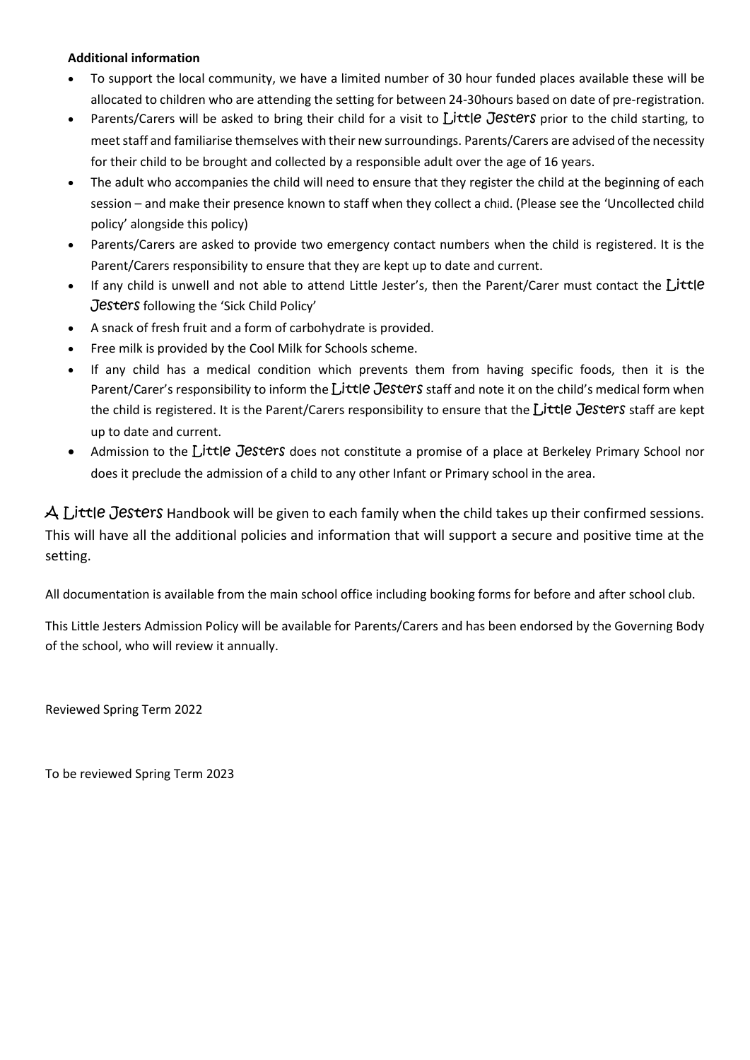**Additional information**

- To support the local community, we have a limited number of 30 hour funded places available these will be allocated to children who are attending the setting for between 24-30hours based on date of pre-registration.
- Parents/Carers will be asked to bring their child for a visit to Little Jesters prior to the child starting, to meet staff and familiarise themselves with their new surroundings. Parents/Carers are advised of the necessity for their child to be brought and collected by a responsible adult over the age of 16 years.
- The adult who accompanies the child will need to ensure that they register the child at the beginning of each session – and make their presence known to staff when they collect a child. (Please see the 'Uncollected child policy' alongside this policy)
- Parents/Carers are asked to provide two emergency contact numbers when the child is registered. It is the Parent/Carers responsibility to ensure that they are kept up to date and current.
- If any child is unwell and not able to attend Little Jester's, then the Parent/Carer must contact the Little Jesters following the 'Sick Child Policy'
- A snack of fresh fruit and a form of carbohydrate is provided.
- Free milk is provided by the Cool Milk for Schools scheme.
- If any child has a medical condition which prevents them from having specific foods, then it is the Parent/Carer's responsibility to inform the Little Jesters staff and note it on the child's medical form when the child is registered. It is the Parent/Carers responsibility to ensure that the Little Jesters staff are kept up to date and current.
- Admission to the Little Jesters does not constitute a promise of a place at Berkeley Primary School nor does it preclude the admission of a child to any other Infant or Primary school in the area.

A Little Jesters Handbook will be given to each family when the child takes up their confirmed sessions. This will have all the additional policies and information that will support a secure and positive time at the setting.

All documentation is available from the main school office including booking forms for before and after school club.

This Little Jesters Admission Policy will be available for Parents/Carers and has been endorsed by the Governing Body of the school, who will review it annually.

Reviewed Spring Term 2022

To be reviewed Spring Term 2023